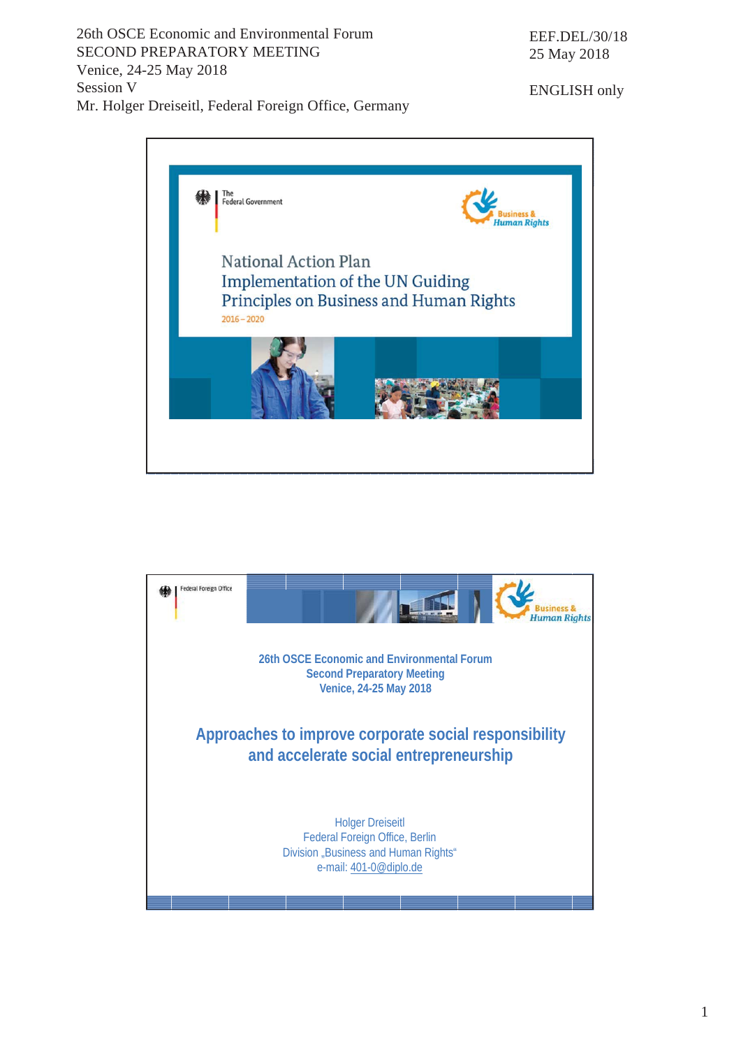26th OSCE Economic and Environmental Forum
SECOND PREPARATORY MEETING
Venice, 24-25 May 2018
Session V
Mr. Holger Dreiseitl, Federal Foreign Office, Germany

EEF.DEL/30/18
25 May 2018

ENGLISH only

The Federal Government

Business & Human Rights

# National Action Plan
## Implementation of the UN Guiding Principles on Business and Human Rights

2016 – 2020

---

Federal Foreign Office

Business & Human Rights

26th OSCE Economic and Environmental Forum
Second Preparatory Meeting
Venice, 24-25 May 2018

## Approaches to improve corporate social responsibility and accelerate social entrepreneurship

Holger Dreiseitl
Federal Foreign Office, Berlin
Division „Business and Human Rights"
e-mail: 401-0@diplo.de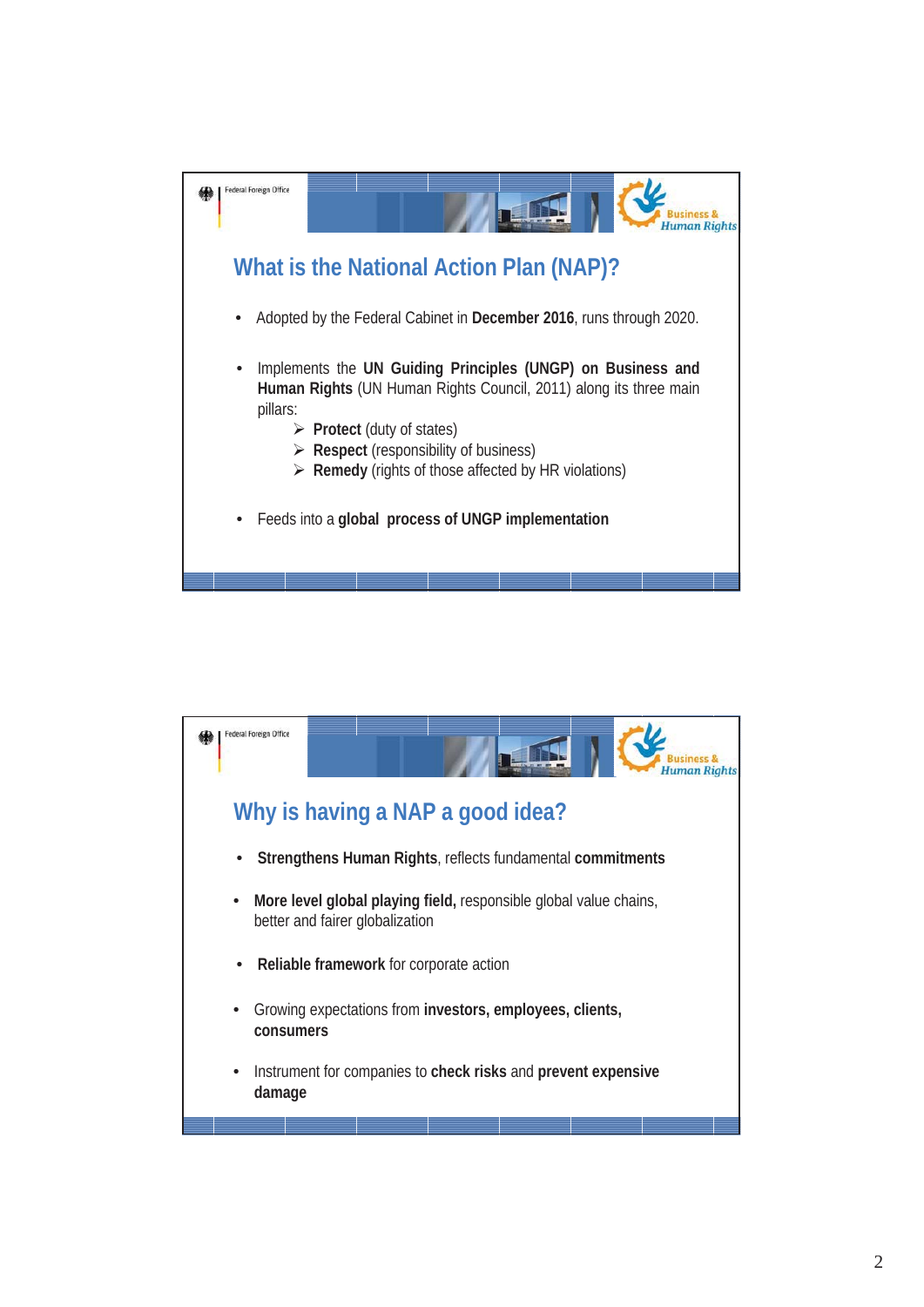Federal Foreign Office

Business & Human Rights

## What is the National Action Plan (NAP)?

- Adopted by the Federal Cabinet in **December 2016**, runs through 2020.
- Implements the **UN Guiding Principles (UNGP) on Business and Human Rights** (UN Human Rights Council, 2011) along its three main pillars:
  - **Protect** (duty of states)
  - **Respect** (responsibility of business)
  - **Remedy** (rights of those affected by HR violations)
- Feeds into a **global process of UNGP implementation**

Federal Foreign Office

Business & Human Rights

## Why is having a NAP a good idea?

- **Strengthens Human Rights**, reflects fundamental **commitments**
- **More level global playing field,** responsible global value chains, better and fairer globalization
- **Reliable framework** for corporate action
- Growing expectations from **investors, employees, clients, consumers**
- Instrument for companies to **check risks** and **prevent expensive damage**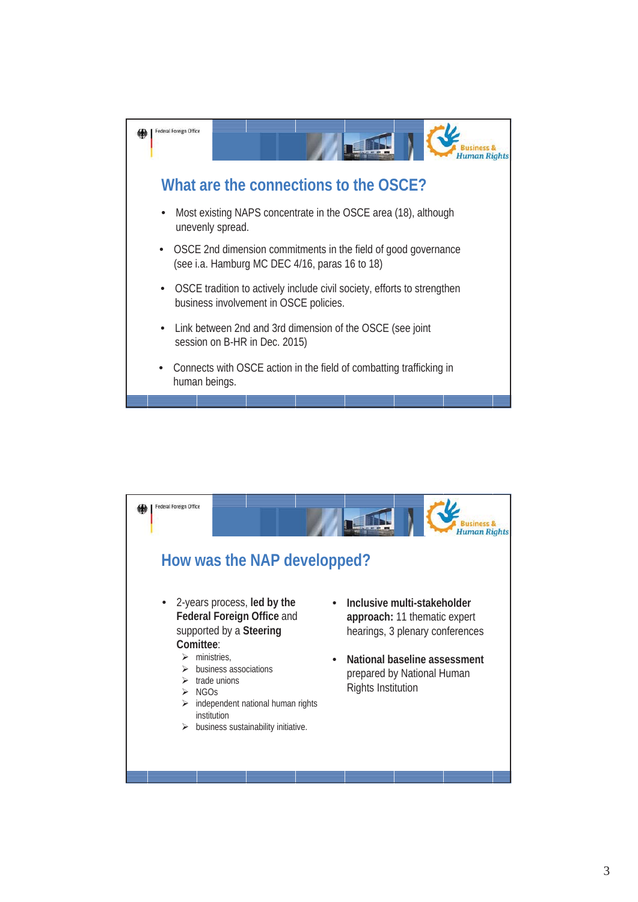Federal Foreign Office

Business & Human Rights

## What are the connections to the OSCE?

- Most existing NAPS concentrate in the OSCE area (18), although unevenly spread.
- OSCE 2nd dimension commitments in the field of good governance (see i.a. Hamburg MC DEC 4/16, paras 16 to 18)
- OSCE tradition to actively include civil society, efforts to strengthen business involvement in OSCE policies.
- Link between 2nd and 3rd dimension of the OSCE (see joint session on B-HR in Dec. 2015)
- Connects with OSCE action in the field of combatting trafficking in human beings.

Federal Foreign Office

Business & Human Rights

## How was the NAP developped?

- 2-years process, **led by the Federal Foreign Office** and supported by a **Steering Comittee**:
  - ministries,
  - business associations
  - trade unions
  - NGOs
  - independent national human rights institution
  - business sustainability initiative.
- **Inclusive multi-stakeholder approach:** 11 thematic expert hearings, 3 plenary conferences
- **National baseline assessment** prepared by National Human Rights Institution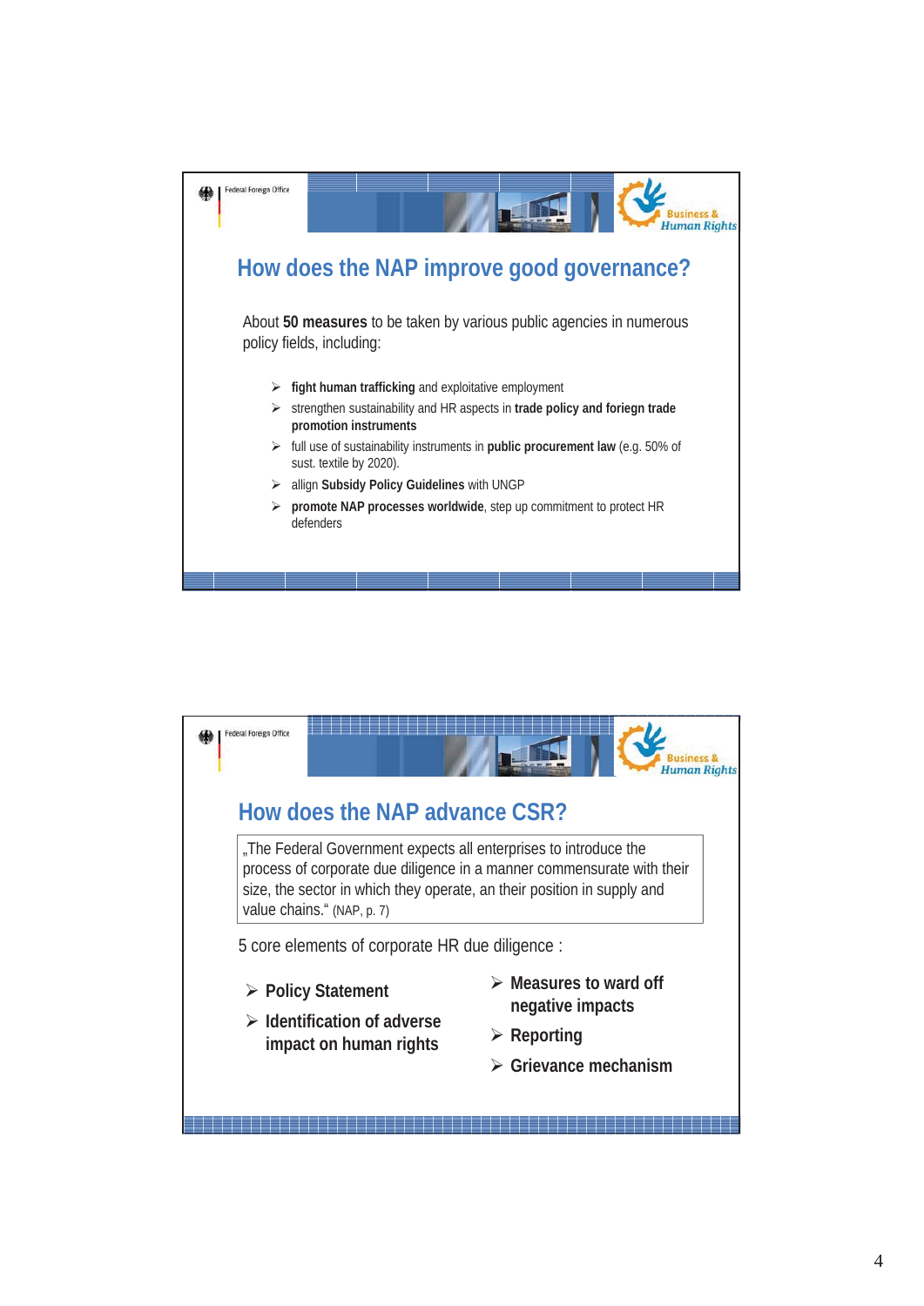Federal Foreign Office

Business & Human Rights

## How does the NAP improve good governance?

About **50 measures** to be taken by various public agencies in numerous policy fields, including:

- **fight human trafficking** and exploitative employment
- strengthen sustainability and HR aspects in **trade policy and foriegn trade promotion instruments**
- full use of sustainability instruments in **public procurement law** (e.g. 50% of sust. textile by 2020).
- allign **Subsidy Policy Guidelines** with UNGP
- **promote NAP processes worldwide**, step up commitment to protect HR defenders

Federal Foreign Office

Business & Human Rights

## How does the NAP advance CSR?

„The Federal Government expects all enterprises to introduce the process of corporate due diligence in a manner commensurate with their size, the sector in which they operate, an their position in supply and value chains.“ (NAP, p. 7)

5 core elements of corporate HR due diligence :

- **Policy Statement**
- **Identification of adverse impact on human rights**
- **Measures to ward off negative impacts**
- **Reporting**
- **Grievance mechanism**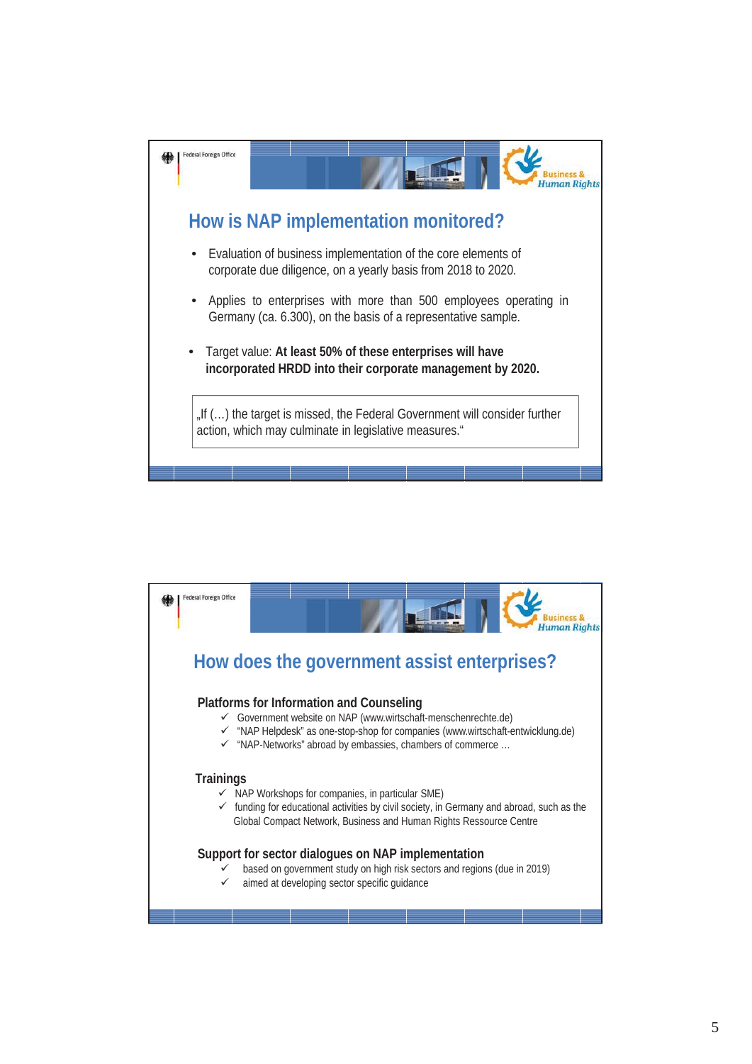## How is NAP implementation monitored?

- Evaluation of business implementation of the core elements of corporate due diligence, on a yearly basis from 2018 to 2020.
- Applies to enterprises with more than 500 employees operating in Germany (ca. 6.300), on the basis of a representative sample.
- Target value: **At least 50% of these enterprises will have incorporated HRDD into their corporate management by 2020.**

> „If (…) the target is missed, the Federal Government will consider further action, which may culminate in legislative measures."

## How does the government assist enterprises?

### Platforms for Information and Counseling

- ✓ Government website on NAP (www.wirtschaft-menschenrechte.de)
- ✓ "NAP Helpdesk" as one-stop-shop for companies (www.wirtschaft-entwicklung.de)
- ✓ "NAP-Networks" abroad by embassies, chambers of commerce …

### Trainings

- ✓ NAP Workshops for companies, in particular SME)
- ✓ funding for educational activities by civil society, in Germany and abroad, such as the Global Compact Network, Business and Human Rights Ressource Centre

### Support for sector dialogues on NAP implementation

- ✓ based on government study on high risk sectors and regions (due in 2019)
- ✓ aimed at developing sector specific guidance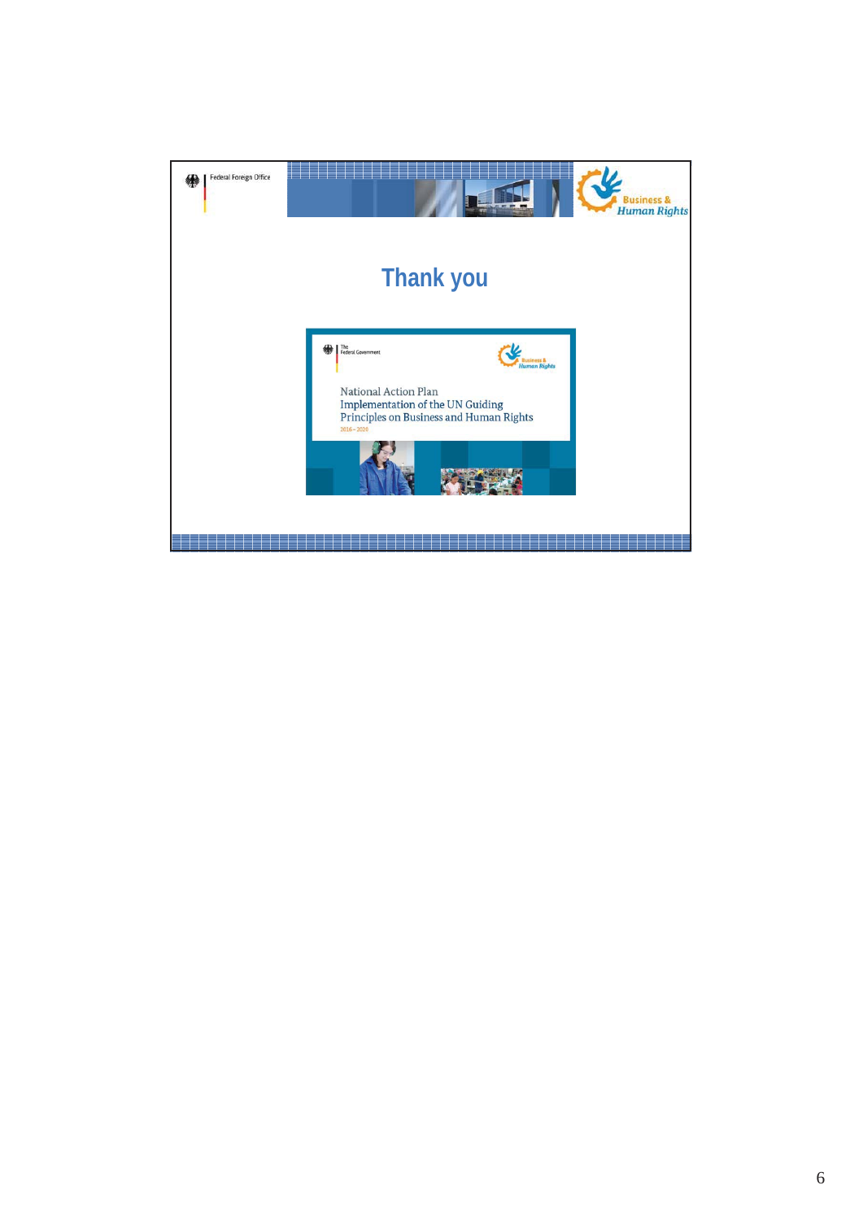Federal Foreign Office

Business & Human Rights

# Thank you

The Federal Government

Business & Human Rights

National Action Plan
Implementation of the UN Guiding Principles on Business and Human Rights
2016 – 2020